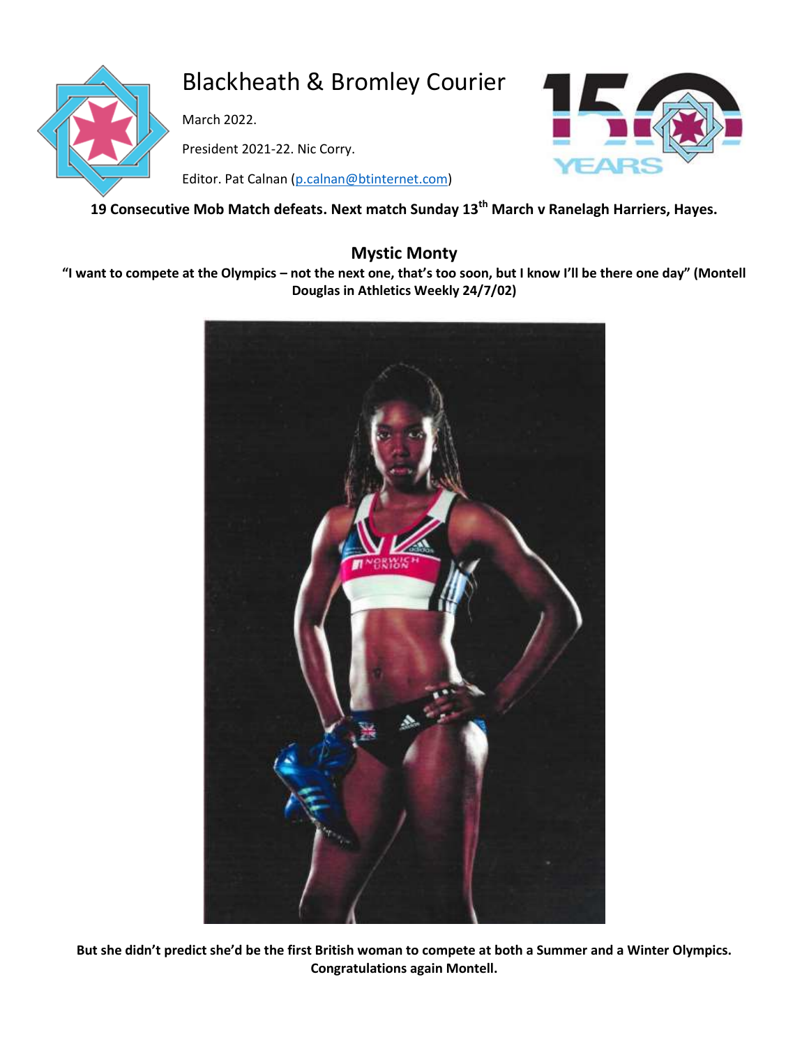# Blackheath & Bromley Courier

March 2022.

President 2021-22. Nic Corry.

Editor. Pat Calnan (p.calnan@btinternet.com)

**19 Consecutive Mob Match defeats. Next match Sunday 13th March v Ranelagh Harriers, Hayes.**

## Mystic Monty

**"I want to compete at the Olympics – not the next one, that's too soon, but I know I'll be there one day" (Montell Douglas in Athletics Weekly 24/7/02)**

**But she didn't predict she'd be the first British woman to compete at both a Summer and a Winter Olympics. Congratulations again Montell.**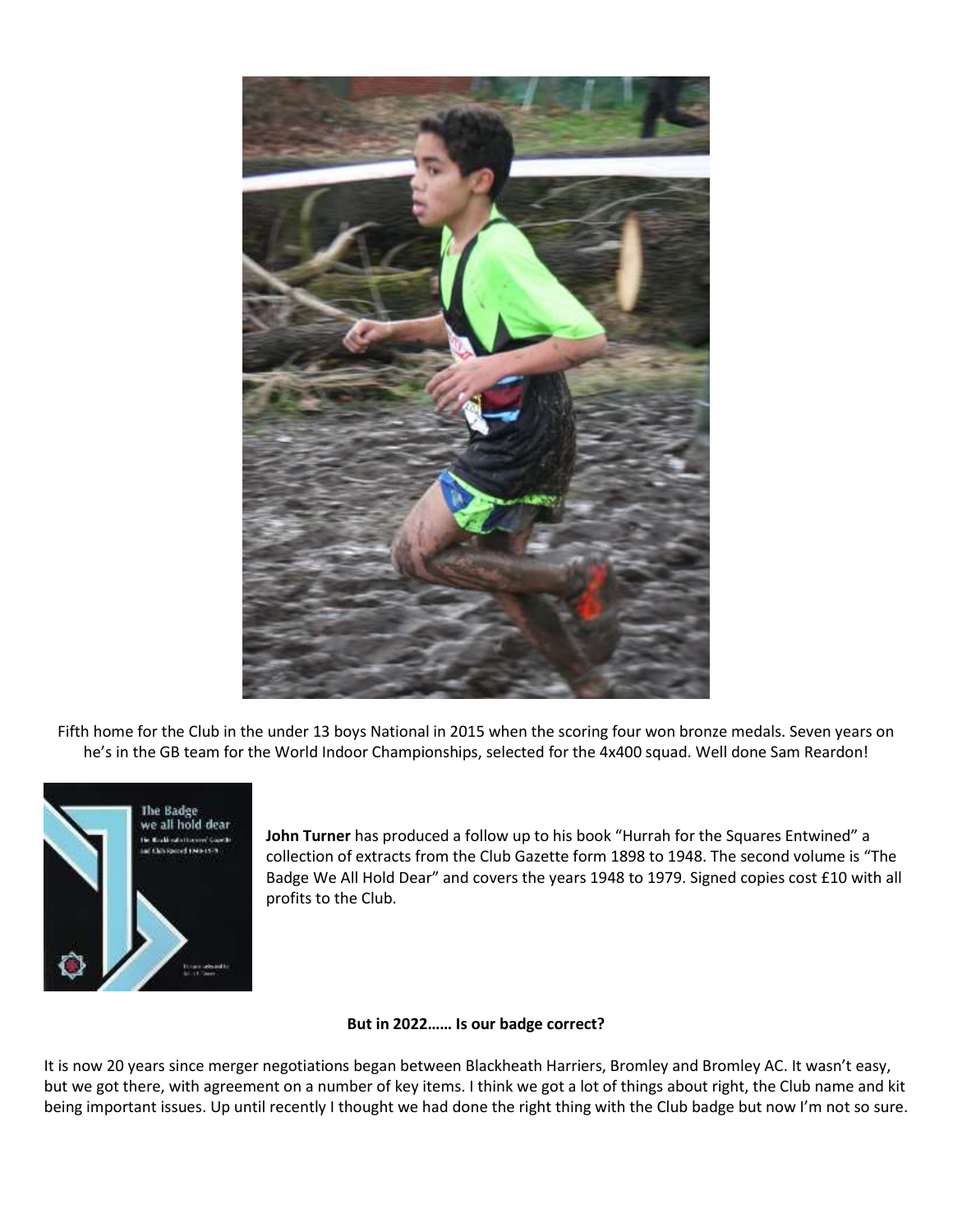Fifth home for the Club in the under 13 boys National in 2015 when the scoring four won bronze medals. Seven years on he's in the GB team for the World Indoor Championships, selected for the 4x400 squad. Well done Sam Reardon!

**John Turner** has produced a follow up to his book "Hurrah for the Squares Entwined" a collection of extracts from the Club Gazette form 1898 to 1948. The second volume is "The Badge We All Hold Dear" and covers the years 1948 to 1979. Signed copies cost £10 with all profits to the Club.

**But in 2022…… Is our badge correct?**

It is now 20 years since merger negotiations began between Blackheath Harriers, Bromley and Bromley AC. It wasn't easy, but we got there, with agreement on a number of key items. I think we got a lot of things about right, the Club name and kit being important issues. Up until recently I thought we had done the right thing with the Club badge but now I'm not so sure.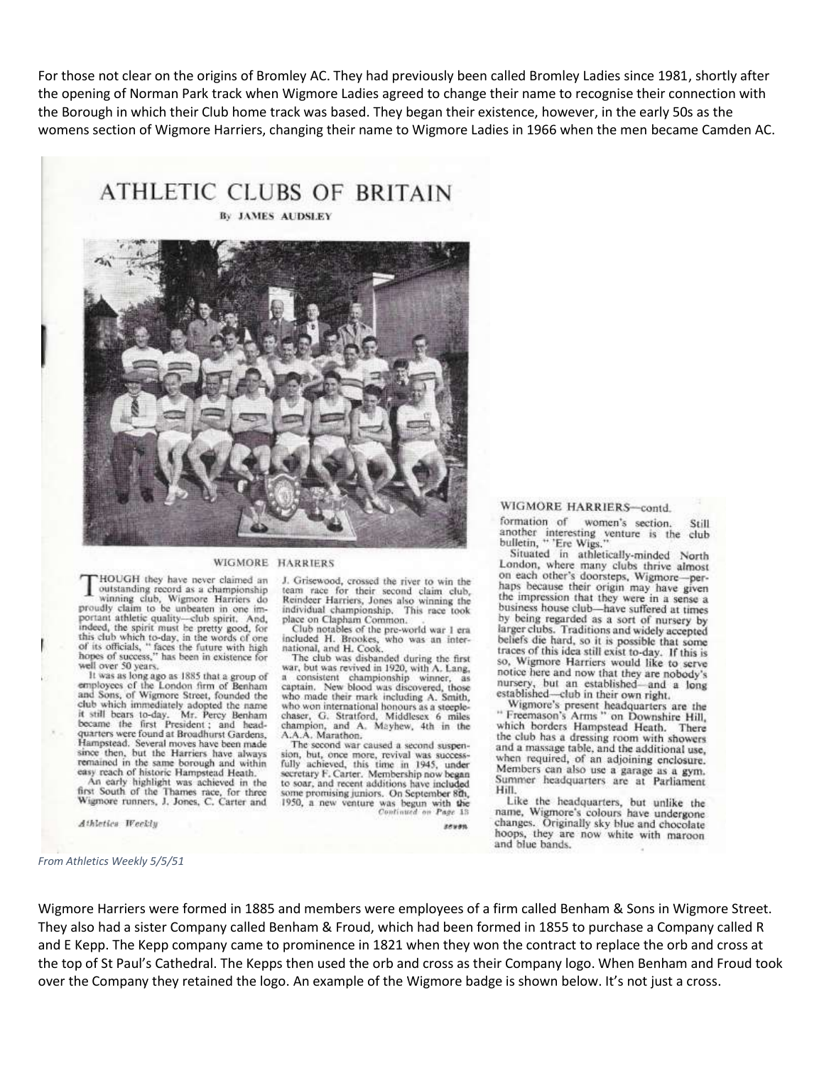For those not clear on the origins of Bromley AC. They had previously been called Bromley Ladies since 1981, shortly after the opening of Norman Park track when Wigmore Ladies agreed to change their name to recognise their connection with the Borough in which their Club home track was based. They began their existence, however, in the early 50s as the womens section of Wigmore Harriers, changing their name to Wigmore Ladies in 1966 when the men became Camden AC.

# ATHLETIC CLUBS OF BRITAIN

By JAMES AUDSLEY

## WIGMORE HARRIERS

THOUGH they have never claimed an outstanding record as a championship winning club, Wigmore Harriers do proudly claim to be unbeaten in one important athletic quality—club spirit. And, indeed, the spirit must be pretty good, for this club which to-day, in the words of one of its officials, "faces the future with high hopes of success," has been in existence for well over 50 years.

It was as long ago as 1885 that a group of employees of the London firm of Benham and Sons, of Wigmore Street, founded the club which immediately adopted the name it still bears to-day. Mr. Percy Benham became the first President; and headquarters were found at Broadhurst Gardens, Hampstead. Several moves have been made since then, but the Harriers have always remained in the same borough and within easy reach of historic Hampstead Heath.

An early highlight was achieved in the first South of the Thames race, for three Wigmore runners, J. Jones, C. Carter and J. Grisewood, crossed the river to win the team race for their second claim club, Reindeer Harriers, Jones also winning the individual championship. This race took place on Clapham Common.

Club notables of the pre-world war I era included H. Brookes, who was an international, and H. Cook.

The club was disbanded during the first war, but was revived in 1920, with A. Lang, a consistent championship winner, as captain. New blood was discovered, those who made their mark including A. Smith, who won international honours as a steeplechaser, G. Stratford, Middlesex 6 miles champion, and A. Mayhew, 4th in the A.A.A. Marathon.

The second war caused a second suspension, but, once more, revival was successfully achieved, this time in 1945, under secretary F. Carter. Membership now began to soar, and recent additions have included some promising juniors. On September 8th, 1950, a new venture was begun with the formation of women's section. Still another interesting venture is the club bulletin, "'Ere Wigs."

Situated in athletically-minded North London, where many clubs thrive almost on each other's doorsteps, Wigmore—perhaps because their origin may have given the impression that they were in a sense a business house club—have suffered at times by being regarded as a sort of nursery by larger clubs. Traditions and widely accepted beliefs die hard, so it is possible that some traces of this idea still exist to-day. If this is so, Wigmore Harriers would like to serve notice here and now that they are nobody's nursery, but an established—and a long established—club in their own right.

Wigmore's present headquarters are the "Freemason's Arms" on Downshire Hill, which borders Hampstead Heath. There the club has a dressing room with showers and a massage table, and the additional use, when required, of an adjoining enclosure. Members can also use a garage as a gym. Summer headquarters are at Parliament Hill.

Like the headquarters, but unlike the name, Wigmore's colours have undergone changes. Originally sky blue and chocolate hoops, they are now white with maroon and blue bands.

*From Athletics Weekly 5/5/51*

Wigmore Harriers were formed in 1885 and members were employees of a firm called Benham & Sons in Wigmore Street. They also had a sister Company called Benham & Froud, which had been formed in 1855 to purchase a Company called R and E Kepp. The Kepp company came to prominence in 1821 when they won the contract to replace the orb and cross at the top of St Paul's Cathedral. The Kepps then used the orb and cross as their Company logo. When Benham and Froud took over the Company they retained the logo. An example of the Wigmore badge is shown below. It's not just a cross.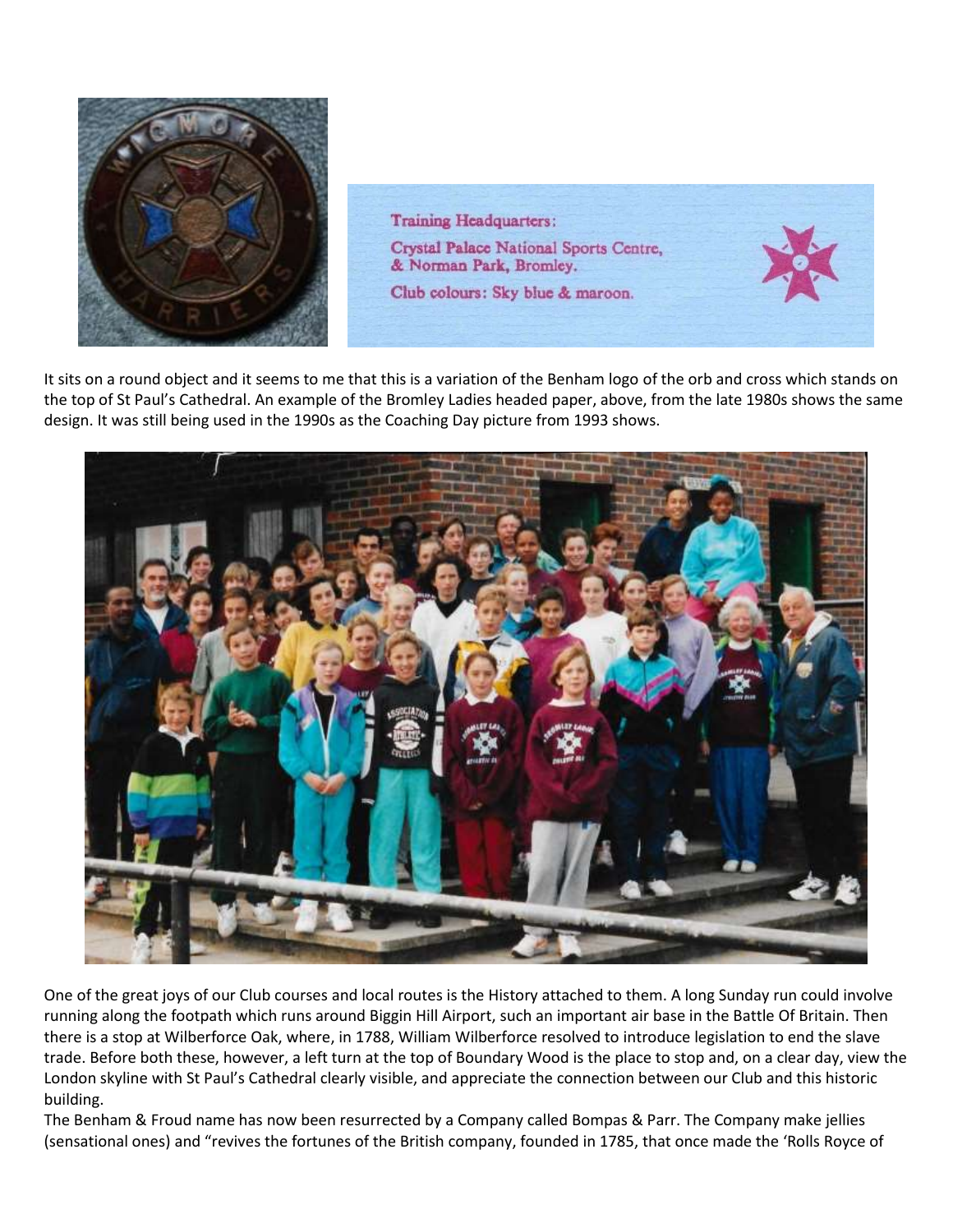Training Headquarters:
Crystal Palace National Sports Centre, & Norman Park, Bromley.
Club colours: Sky blue & maroon.

It sits on a round object and it seems to me that this is a variation of the Benham logo of the orb and cross which stands on the top of St Paul's Cathedral. An example of the Bromley Ladies headed paper, above, from the late 1980s shows the same design. It was still being used in the 1990s as the Coaching Day picture from 1993 shows.

One of the great joys of our Club courses and local routes is the History attached to them. A long Sunday run could involve running along the footpath which runs around Biggin Hill Airport, such an important air base in the Battle Of Britain. Then there is a stop at Wilberforce Oak, where, in 1788, William Wilberforce resolved to introduce legislation to end the slave trade. Before both these, however, a left turn at the top of Boundary Wood is the place to stop and, on a clear day, view the London skyline with St Paul's Cathedral clearly visible, and appreciate the connection between our Club and this historic building.

The Benham & Froud name has now been resurrected by a Company called Bompas & Parr. The Company make jellies (sensational ones) and "revives the fortunes of the British company, founded in 1785, that once made the 'Rolls Royce of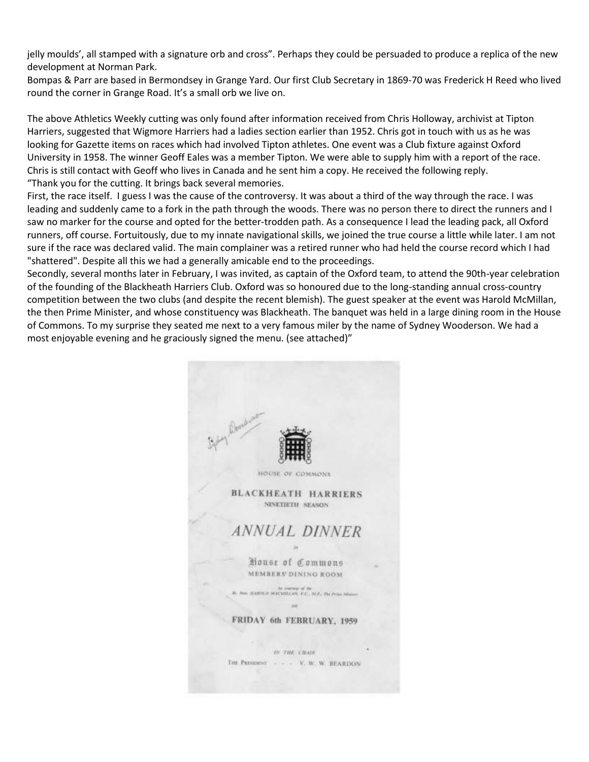jelly moulds', all stamped with a signature orb and cross". Perhaps they could be persuaded to produce a replica of the new development at Norman Park.

Bompas & Parr are based in Bermondsey in Grange Yard. Our first Club Secretary in 1869-70 was Frederick H Reed who lived round the corner in Grange Road. It's a small orb we live on.

The above Athletics Weekly cutting was only found after information received from Chris Holloway, archivist at Tipton Harriers, suggested that Wigmore Harriers had a ladies section earlier than 1952. Chris got in touch with us as he was looking for Gazette items on races which had involved Tipton athletes. One event was a Club fixture against Oxford University in 1958. The winner Geoff Eales was a member Tipton. We were able to supply him with a report of the race. Chris is still contact with Geoff who lives in Canada and he sent him a copy. He received the following reply.

"Thank you for the cutting. It brings back several memories.

First, the race itself. I guess I was the cause of the controversy. It was about a third of the way through the race. I was leading and suddenly came to a fork in the path through the woods. There was no person there to direct the runners and I saw no marker for the course and opted for the better-trodden path. As a consequence I lead the leading pack, all Oxford runners, off course. Fortuitously, due to my innate navigational skills, we joined the true course a little while later. I am not sure if the race was declared valid. The main complainer was a retired runner who had held the course record which I had "shattered". Despite all this we had a generally amicable end to the proceedings.

Secondly, several months later in February, I was invited, as captain of the Oxford team, to attend the 90th-year celebration of the founding of the Blackheath Harriers Club. Oxford was so honoured due to the long-standing annual cross-country competition between the two clubs (and despite the recent blemish). The guest speaker at the event was Harold McMillan, the then Prime Minister, and whose constituency was Blackheath. The banquet was held in a large dining room in the House of Commons. To my surprise they seated me next to a very famous miler by the name of Sydney Wooderson. We had a most enjoyable evening and he graciously signed the menu. (see attached)"

Sydney Wooderson

HOUSE OF COMMONS

BLACKHEATH HARRIERS

NINETIETH SEASON

ANNUAL DINNER

in

House of Commons

MEMBERS' DINING ROOM

by courtesy of the Rt. Hon. HAROLD MACMILLAN, P.C., M.P., The Prime Minister

on

FRIDAY 6th FEBRUARY, 1959

IN THE CHAIR

THE PRESIDENT - - - V. W. W. BEARDON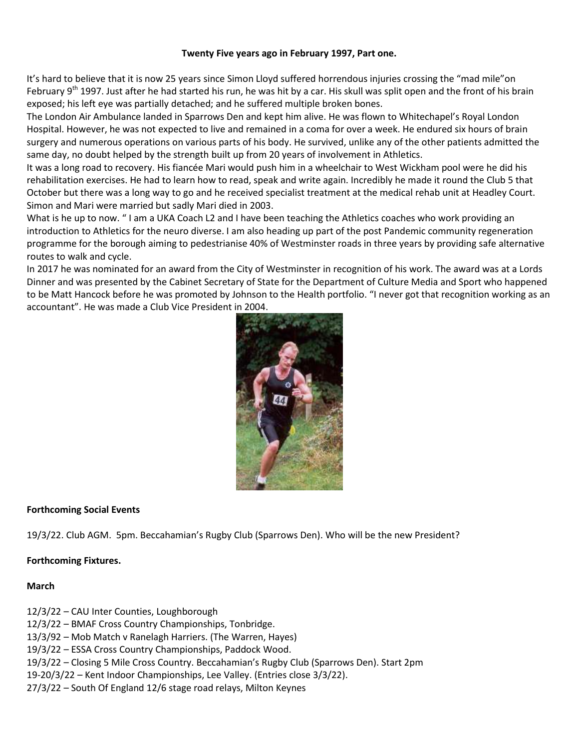**Twenty Five years ago in February 1997, Part one.**

It's hard to believe that it is now 25 years since Simon Lloyd suffered horrendous injuries crossing the "mad mile"on February 9th 1997. Just after he had started his run, he was hit by a car. His skull was split open and the front of his brain exposed; his left eye was partially detached; and he suffered multiple broken bones.

The London Air Ambulance landed in Sparrows Den and kept him alive. He was flown to Whitechapel's Royal London Hospital. However, he was not expected to live and remained in a coma for over a week. He endured six hours of brain surgery and numerous operations on various parts of his body. He survived, unlike any of the other patients admitted the same day, no doubt helped by the strength built up from 20 years of involvement in Athletics.

It was a long road to recovery. His fiancée Mari would push him in a wheelchair to West Wickham pool were he did his rehabilitation exercises. He had to learn how to read, speak and write again. Incredibly he made it round the Club 5 that October but there was a long way to go and he received specialist treatment at the medical rehab unit at Headley Court. Simon and Mari were married but sadly Mari died in 2003.

What is he up to now. " I am a UKA Coach L2 and I have been teaching the Athletics coaches who work providing an introduction to Athletics for the neuro diverse. I am also heading up part of the post Pandemic community regeneration programme for the borough aiming to pedestrianise 40% of Westminster roads in three years by providing safe alternative routes to walk and cycle.

In 2017 he was nominated for an award from the City of Westminster in recognition of his work. The award was at a Lords Dinner and was presented by the Cabinet Secretary of State for the Department of Culture Media and Sport who happened to be Matt Hancock before he was promoted by Johnson to the Health portfolio. "I never got that recognition working as an accountant". He was made a Club Vice President in 2004.

**Forthcoming Social Events**

19/3/22. Club AGM. 5pm. Beccahamian's Rugby Club (Sparrows Den). Who will be the new President?

**Forthcoming Fixtures.**

**March**

12/3/22 – CAU Inter Counties, Loughborough
12/3/22 – BMAF Cross Country Championships, Tonbridge.
13/3/92 – Mob Match v Ranelagh Harriers. (The Warren, Hayes)
19/3/22 – ESSA Cross Country Championships, Paddock Wood.
19/3/22 – Closing 5 Mile Cross Country. Beccahamian's Rugby Club (Sparrows Den). Start 2pm
19-20/3/22 – Kent Indoor Championships, Lee Valley. (Entries close 3/3/22).
27/3/22 – South Of England 12/6 stage road relays, Milton Keynes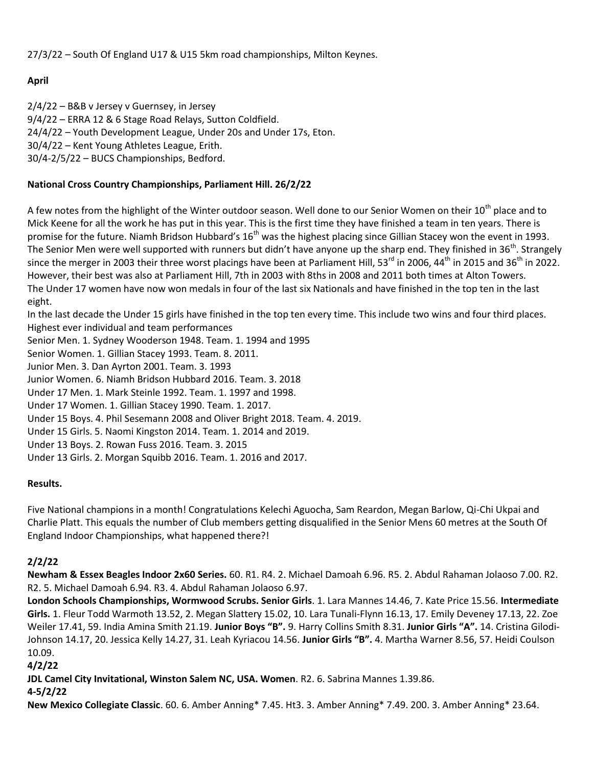27/3/22 – South Of England U17 & U15 5km road championships, Milton Keynes.

**April**

2/4/22 – B&B v Jersey v Guernsey, in Jersey
9/4/22 – ERRA 12 & 6 Stage Road Relays, Sutton Coldfield.
24/4/22 – Youth Development League, Under 20s and Under 17s, Eton.
30/4/22 – Kent Young Athletes League, Erith.
30/4-2/5/22 – BUCS Championships, Bedford.

**National Cross Country Championships, Parliament Hill. 26/2/22**

A few notes from the highlight of the Winter outdoor season. Well done to our Senior Women on their 10th place and to Mick Keene for all the work he has put in this year. This is the first time they have finished a team in ten years. There is promise for the future. Niamh Bridson Hubbard's 16th was the highest placing since Gillian Stacey won the event in 1993. The Senior Men were well supported with runners but didn't have anyone up the sharp end. They finished in 36th. Strangely since the merger in 2003 their three worst placings have been at Parliament Hill, 53rd in 2006, 44th in 2015 and 36th in 2022. However, their best was also at Parliament Hill, 7th in 2003 with 8ths in 2008 and 2011 both times at Alton Towers.
The Under 17 women have now won medals in four of the last six Nationals and have finished in the top ten in the last eight.
In the last decade the Under 15 girls have finished in the top ten every time. This include two wins and four third places.
Highest ever individual and team performances
Senior Men. 1. Sydney Wooderson 1948. Team. 1. 1994 and 1995
Senior Women. 1. Gillian Stacey 1993. Team. 8. 2011.
Junior Men. 3. Dan Ayrton 2001. Team. 3. 1993
Junior Women. 6. Niamh Bridson Hubbard 2016. Team. 3. 2018
Under 17 Men. 1. Mark Steinle 1992. Team. 1. 1997 and 1998.
Under 17 Women. 1. Gillian Stacey 1990. Team. 1. 2017.
Under 15 Boys. 4. Phil Sesemann 2008 and Oliver Bright 2018. Team. 4. 2019.
Under 15 Girls. 5. Naomi Kingston 2014. Team. 1. 2014 and 2019.
Under 13 Boys. 2. Rowan Fuss 2016. Team. 3. 2015
Under 13 Girls. 2. Morgan Squibb 2016. Team. 1. 2016 and 2017.

**Results.**

Five National champions in a month! Congratulations Kelechi Aguocha, Sam Reardon, Megan Barlow, Qi-Chi Ukpai and Charlie Platt. This equals the number of Club members getting disqualified in the Senior Mens 60 metres at the South Of England Indoor Championships, what happened there?!

**2/2/22**
**Newham & Essex Beagles Indoor 2x60 Series.** 60. R1. R4. 2. Michael Damoah 6.96. R5. 2. Abdul Rahaman Jolaoso 7.00. R2. R2. 5. Michael Damoah 6.94. R3. 4. Abdul Rahaman Jolaoso 6.97.
**London Schools Championships, Wormwood Scrubs. Senior Girls**. 1. Lara Mannes 14.46, 7. Kate Price 15.56. **Intermediate Girls.** 1. Fleur Todd Warmoth 13.52, 2. Megan Slattery 15.02, 10. Lara Tunali-Flynn 16.13, 17. Emily Deveney 17.13, 22. Zoe Weiler 17.41, 59. India Amina Smith 21.19. **Junior Boys "B".** 9. Harry Collins Smith 8.31. **Junior Girls "A".** 14. Cristina Gilodi-Johnson 14.17, 20. Jessica Kelly 14.27, 31. Leah Kyriacou 14.56. **Junior Girls "B".** 4. Martha Warner 8.56, 57. Heidi Coulson 10.09.
**4/2/22**
**JDL Camel City Invitational, Winston Salem NC, USA. Women**. R2. 6. Sabrina Mannes 1.39.86.
**4-5/2/22**
**New Mexico Collegiate Classic**. 60. 6. Amber Anning* 7.45. Ht3. 3. Amber Anning* 7.49. 200. 3. Amber Anning* 23.64.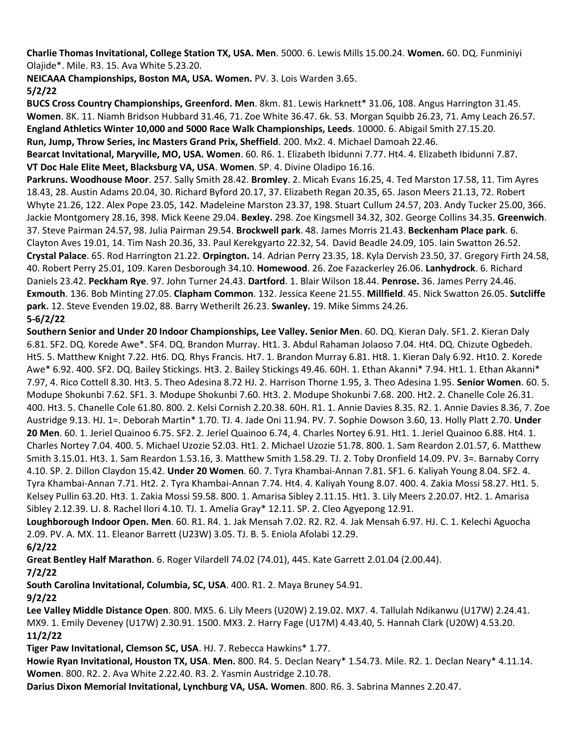**Charlie Thomas Invitational, College Station TX, USA. Men**. 5000. 6. Lewis Mills 15.00.24. **Women.** 60. DQ. Funminiyi Olajide*. Mile. R3. 15. Ava White 5.23.20.

**NEICAAA Championships, Boston MA, USA. Women.** PV. 3. Lois Warden 3.65.

**5/2/22**

**BUCS Cross Country Championships, Greenford. Men**. 8km. 81. Lewis Harknett* 31.06, 108. Angus Harrington 31.45. **Women**. 8K. 11. Niamh Bridson Hubbard 31.46, 71. Zoe White 36.47. 6k. 53. Morgan Squibb 26.23, 71. Amy Leach 26.57.

**England Athletics Winter 10,000 and 5000 Race Walk Championships, Leeds**. 10000. 6. Abigail Smith 27.15.20.

**Run, Jump, Throw Series, inc Masters Grand Prix, Sheffield**. 200. Mx2. 4. Michael Damoah 22.46.

**Bearcat Invitational, Maryville, MO, USA. Women**. 60. R6. 1. Elizabeth Ibidunni 7.77. Ht4. 4. Elizabeth Ibidunni 7.87.

**VT Doc Hale Elite Meet, Blacksburg VA, USA**. **Women**. SP. 4. Divine Oladipo 16.16.

**Parkruns. Woodhouse Moor**. 257. Sally Smith 28.42. **Bromley**. 2. Micah Evans 16.25, 4. Ted Marston 17.58, 11. Tim Ayres 18.43, 28. Austin Adams 20.04, 30. Richard Byford 20.17, 37. Elizabeth Regan 20.35, 65. Jason Meers 21.13, 72. Robert Whyte 21.26, 122. Alex Pope 23.05, 142. Madeleine Marston 23.37, 198. Stuart Cullum 24.57, 203. Andy Tucker 25.00, 366. Jackie Montgomery 28.16, 398. Mick Keene 29.04. **Bexley.** 298. Zoe Kingsmell 34.32, 302. George Collins 34.35. **Greenwich**. 37. Steve Pairman 24.57, 98. Julia Pairman 29.54. **Brockwell park**. 48. James Morris 21.43. **Beckenham Place park**. 6. Clayton Aves 19.01, 14. Tim Nash 20.36, 33. Paul Kerekgyarto 22.32, 54. David Beadle 24.09, 105. Iain Swatton 26.52. **Crystal Palace**. 65. Rod Harrington 21.22. **Orpington.** 14. Adrian Perry 23.35, 18. Kyla Dervish 23.50, 37. Gregory Firth 24.58, 40. Robert Perry 25.01, 109. Karen Desborough 34.10. **Homewood**. 26. Zoe Fazackerley 26.06. **Lanhydrock**. 6. Richard Daniels 23.42. **Peckham Rye**. 97. John Turner 24.43. **Dartford**. 1. Blair Wilson 18.44. **Penrose.** 36. James Perry 24.46. **Exmouth**. 136. Bob Minting 27.05. **Clapham Common**. 132. Jessica Keene 21.55. **Millfield**. 45. Nick Swatton 26.05. **Sutcliffe park.** 12. Steve Evenden 19.02, 88. Barry Wetherilt 26.23. **Swanley.** 19. Mike Simms 24.26.

**5-6/2/22**

**Southern Senior and Under 20 Indoor Championships, Lee Valley. Senior Men**. 60. DQ. Kieran Daly. SF1. 2. Kieran Daly 6.81. SF2. DQ. Korede Awe*. SF4. DQ. Brandon Murray. Ht1. 3. Abdul Rahaman Jolaoso 7.04. Ht4. DQ. Chizute Ogbedeh. Ht5. 5. Matthew Knight 7.22. Ht6. DQ. Rhys Francis. Ht7. 1. Brandon Murray 6.81. Ht8. 1. Kieran Daly 6.92. Ht10. 2. Korede Awe* 6.92. 400. SF2. DQ. Bailey Stickings. Ht3. 2. Bailey Stickings 49.46. 60H. 1. Ethan Akanni* 7.94. Ht1. 1. Ethan Akanni* 7.97, 4. Rico Cottell 8.30. Ht3. 5. Theo Adesina 8.72 HJ. 2. Harrison Thorne 1.95, 3. Theo Adesina 1.95. **Senior Women**. 60. 5. Modupe Shokunbi 7.62. SF1. 3. Modupe Shokunbi 7.60. Ht3. 2. Modupe Shokunbi 7.68. 200. Ht2. 2. Chanelle Cole 26.31. 400. Ht3. 5. Chanelle Cole 61.80. 800. 2. Kelsi Cornish 2.20.38. 60H. R1. 1. Annie Davies 8.35. R2. 1. Annie Davies 8.36, 7. Zoe Austridge 9.13. HJ. 1=. Deborah Martin* 1.70. TJ. 4. Jade Oni 11.94. PV. 7. Sophie Dowson 3.60, 13. Holly Platt 2.70. **Under 20 Men**. 60. 1. Jeriel Quainoo 6.75. SF2. 2. Jeriel Quainoo 6.74, 4. Charles Nortey 6.91. Ht1. 1. Jeriel Quainoo 6.88. Ht4. 1. Charles Nortey 7.04. 400. 5. Michael Uzozie 52.03. Ht1. 2. Michael Uzozie 51.78. 800. 1. Sam Reardon 2.01.57, 6. Matthew Smith 3.15.01. Ht3. 1. Sam Reardon 1.53.16, 3. Matthew Smith 1.58.29. TJ. 2. Toby Dronfield 14.09. PV. 3=. Barnaby Corry 4.10. SP. 2. Dillon Claydon 15.42. **Under 20 Women**. 60. 7. Tyra Khambai-Annan 7.81. SF1. 6. Kaliyah Young 8.04. SF2. 4. Tyra Khambai-Annan 7.71. Ht2. 2. Tyra Khambai-Annan 7.74. Ht4. 4. Kaliyah Young 8.07. 400. 4. Zakia Mossi 58.27. Ht1. 5. Kelsey Pullin 63.20. Ht3. 1. Zakia Mossi 59.58. 800. 1. Amarisa Sibley 2.11.15. Ht1. 3. Lily Meers 2.20.07. Ht2. 1. Amarisa Sibley 2.12.39. LJ. 8. Rachel Ilori 4.10. TJ. 1. Amelia Gray* 12.11. SP. 2. Cleo Agyepong 12.91.

**Loughborough Indoor Open. Men**. 60. R1. R4. 1. Jak Mensah 7.02. R2. R2. 4. Jak Mensah 6.97. HJ. C. 1. Kelechi Aguocha 2.09. PV. A. MX. 11. Eleanor Barrett (U23W) 3.05. TJ. B. 5. Eniola Afolabi 12.29.

**6/2/22**

**Great Bentley Half Marathon**. 6. Roger Vilardell 74.02 (74.01), 445. Kate Garrett 2.01.04 (2.00.44).

**7/2/22**

**South Carolina Invitational, Columbia, SC, USA**. 400. R1. 2. Maya Bruney 54.91.

**9/2/22**

**Lee Valley Middle Distance Open**. 800. MX5. 6. Lily Meers (U20W) 2.19.02. MX7. 4. Tallulah Ndikanwu (U17W) 2.24.41. MX9. 1. Emily Deveney (U17W) 2.30.91. 1500. MX3. 2. Harry Fage (U17M) 4.43.40, 5. Hannah Clark (U20W) 4.53.20.

**11/2/22**

**Tiger Paw Invitational, Clemson SC, USA**. HJ. 7. Rebecca Hawkins* 1.77.

**Howie Ryan Invitational, Houston TX, USA**. **Men.** 800. R4. 5. Declan Neary* 1.54.73. Mile. R2. 1. Declan Neary* 4.11.14. **Women**. 800. R2. 2. Ava White 2.22.40. R3. 2. Yasmin Austridge 2.10.78.

**Darius Dixon Memorial Invitational, Lynchburg VA, USA. Women**. 800. R6. 3. Sabrina Mannes 2.20.47.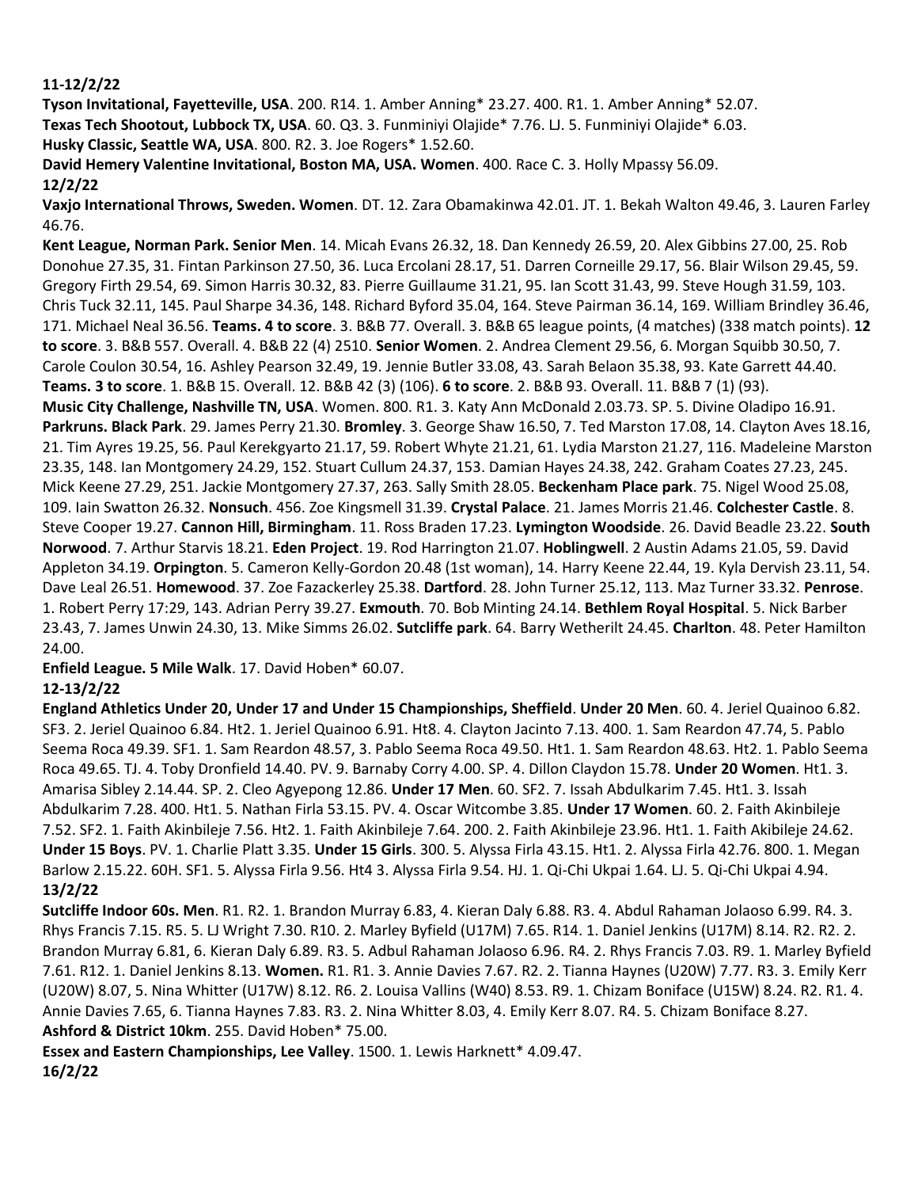**11-12/2/22**

**Tyson Invitational, Fayetteville, USA**. 200. R14. 1. Amber Anning* 23.27. 400. R1. 1. Amber Anning* 52.07.
**Texas Tech Shootout, Lubbock TX, USA**. 60. Q3. 3. Funminiyi Olajide* 7.76. LJ. 5. Funminiyi Olajide* 6.03.
**Husky Classic, Seattle WA, USA**. 800. R2. 3. Joe Rogers* 1.52.60.
**David Hemery Valentine Invitational, Boston MA, USA. Women**. 400. Race C. 3. Holly Mpassy 56.09.

**12/2/22**

**Vaxjo International Throws, Sweden. Women**. DT. 12. Zara Obamakinwa 42.01. JT. 1. Bekah Walton 49.46, 3. Lauren Farley 46.76.

**Kent League, Norman Park. Senior Men**. 14. Micah Evans 26.32, 18. Dan Kennedy 26.59, 20. Alex Gibbins 27.00, 25. Rob Donohue 27.35, 31. Fintan Parkinson 27.50, 36. Luca Ercolani 28.17, 51. Darren Corneille 29.17, 56. Blair Wilson 29.45, 59. Gregory Firth 29.54, 69. Simon Harris 30.32, 83. Pierre Guillaume 31.21, 95. Ian Scott 31.43, 99. Steve Hough 31.59, 103. Chris Tuck 32.11, 145. Paul Sharpe 34.36, 148. Richard Byford 35.04, 164. Steve Pairman 36.14, 169. William Brindley 36.46, 171. Michael Neal 36.56. **Teams. 4 to score**. 3. B&B 77. Overall. 3. B&B 65 league points, (4 matches) (338 match points). **12 to score**. 3. B&B 557. Overall. 4. B&B 22 (4) 2510. **Senior Women**. 2. Andrea Clement 29.56, 6. Morgan Squibb 30.50, 7. Carole Coulon 30.54, 16. Ashley Pearson 32.49, 19. Jennie Butler 33.08, 43. Sarah Belaon 35.38, 93. Kate Garrett 44.40. **Teams. 3 to score**. 1. B&B 15. Overall. 12. B&B 42 (3) (106). **6 to score**. 2. B&B 93. Overall. 11. B&B 7 (1) (93).

**Music City Challenge, Nashville TN, USA**. Women. 800. R1. 3. Katy Ann McDonald 2.03.73. SP. 5. Divine Oladipo 16.91.

**Parkruns. Black Park**. 29. James Perry 21.30. **Bromley**. 3. George Shaw 16.50, 7. Ted Marston 17.08, 14. Clayton Aves 18.16, 21. Tim Ayres 19.25, 56. Paul Kerekgyarto 21.17, 59. Robert Whyte 21.21, 61. Lydia Marston 21.27, 116. Madeleine Marston 23.35, 148. Ian Montgomery 24.29, 152. Stuart Cullum 24.37, 153. Damian Hayes 24.38, 242. Graham Coates 27.23, 245. Mick Keene 27.29, 251. Jackie Montgomery 27.37, 263. Sally Smith 28.05. **Beckenham Place park**. 75. Nigel Wood 25.08, 109. Iain Swatton 26.32. **Nonsuch**. 456. Zoe Kingsmell 31.39. **Crystal Palace**. 21. James Morris 21.46. **Colchester Castle**. 8. Steve Cooper 19.27. **Cannon Hill, Birmingham**. 11. Ross Braden 17.23. **Lymington Woodside**. 26. David Beadle 23.22. **South Norwood**. 7. Arthur Starvis 18.21. **Eden Project**. 19. Rod Harrington 21.07. **Hoblingwell**. 2 Austin Adams 21.05, 59. David Appleton 34.19. **Orpington**. 5. Cameron Kelly-Gordon 20.48 (1st woman), 14. Harry Keene 22.44, 19. Kyla Dervish 23.11, 54. Dave Leal 26.51. **Homewood**. 37. Zoe Fazackerley 25.38. **Dartford**. 28. John Turner 25.12, 113. Maz Turner 33.32. **Penrose**. 1. Robert Perry 17:29, 143. Adrian Perry 39.27. **Exmouth**. 70. Bob Minting 24.14. **Bethlem Royal Hospital**. 5. Nick Barber 23.43, 7. James Unwin 24.30, 13. Mike Simms 26.02. **Sutcliffe park**. 64. Barry Wetherilt 24.45. **Charlton**. 48. Peter Hamilton 24.00.

**Enfield League. 5 Mile Walk**. 17. David Hoben* 60.07.

**12-13/2/22**

**England Athletics Under 20, Under 17 and Under 15 Championships, Sheffield**. **Under 20 Men**. 60. 4. Jeriel Quainoo 6.82. SF3. 2. Jeriel Quainoo 6.84. Ht2. 1. Jeriel Quainoo 6.91. Ht8. 4. Clayton Jacinto 7.13. 400. 1. Sam Reardon 47.74, 5. Pablo Seema Roca 49.39. SF1. 1. Sam Reardon 48.57, 3. Pablo Seema Roca 49.50. Ht1. 1. Sam Reardon 48.63. Ht2. 1. Pablo Seema Roca 49.65. TJ. 4. Toby Dronfield 14.40. PV. 9. Barnaby Corry 4.00. SP. 4. Dillon Claydon 15.78. **Under 20 Women**. Ht1. 3. Amarisa Sibley 2.14.44. SP. 2. Cleo Agyepong 12.86. **Under 17 Men**. 60. SF2. 7. Issah Abdulkarim 7.45. Ht1. 3. Issah Abdulkarim 7.28. 400. Ht1. 5. Nathan Firla 53.15. PV. 4. Oscar Witcombe 3.85. **Under 17 Women**. 60. 2. Faith Akinbileje 7.52. SF2. 1. Faith Akinbileje 7.56. Ht2. 1. Faith Akinbileje 7.64. 200. 2. Faith Akinbileje 23.96. Ht1. 1. Faith Akibileje 24.62. **Under 15 Boys**. PV. 1. Charlie Platt 3.35. **Under 15 Girls**. 300. 5. Alyssa Firla 43.15. Ht1. 2. Alyssa Firla 42.76. 800. 1. Megan Barlow 2.15.22. 60H. SF1. 5. Alyssa Firla 9.56. Ht4 3. Alyssa Firla 9.54. HJ. 1. Qi-Chi Ukpai 1.64. LJ. 5. Qi-Chi Ukpai 4.94.

**13/2/22**

**Sutcliffe Indoor 60s. Men**. R1. R2. 1. Brandon Murray 6.83, 4. Kieran Daly 6.88. R3. 4. Abdul Rahaman Jolaoso 6.99. R4. 3. Rhys Francis 7.15. R5. 5. LJ Wright 7.30. R10. 2. Marley Byfield (U17M) 7.65. R14. 1. Daniel Jenkins (U17M) 8.14. R2. R2. 2. Brandon Murray 6.81, 6. Kieran Daly 6.89. R3. 5. Adbul Rahaman Jolaoso 6.96. R4. 2. Rhys Francis 7.03. R9. 1. Marley Byfield 7.61. R12. 1. Daniel Jenkins 8.13. **Women.** R1. R1. 3. Annie Davies 7.67. R2. 2. Tianna Haynes (U20W) 7.77. R3. 3. Emily Kerr (U20W) 8.07, 5. Nina Whitter (U17W) 8.12. R6. 2. Louisa Vallins (W40) 8.53. R9. 1. Chizam Boniface (U15W) 8.24. R2. R1. 4. Annie Davies 7.65, 6. Tianna Haynes 7.83. R3. 2. Nina Whitter 8.03, 4. Emily Kerr 8.07. R4. 5. Chizam Boniface 8.27.

**Ashford & District 10km**. 255. David Hoben* 75.00.

**Essex and Eastern Championships, Lee Valley**. 1500. 1. Lewis Harknett* 4.09.47.

**16/2/22**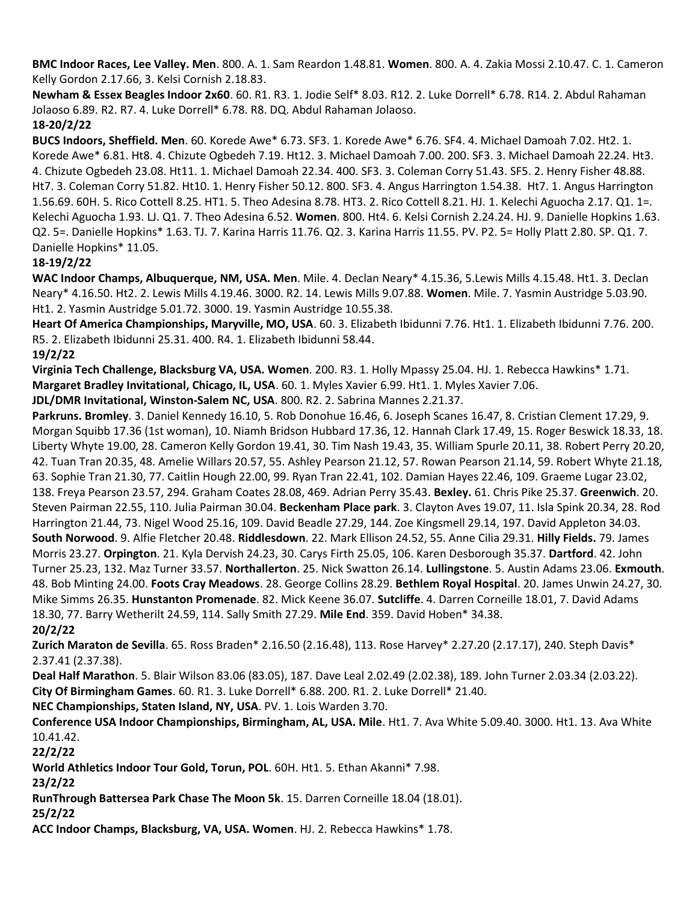**BMC Indoor Races, Lee Valley. Men**. 800. A. 1. Sam Reardon 1.48.81. **Women**. 800. A. 4. Zakia Mossi 2.10.47. C. 1. Cameron Kelly Gordon 2.17.66, 3. Kelsi Cornish 2.18.83.

**Newham & Essex Beagles Indoor 2x60**. 60. R1. R3. 1. Jodie Self* 8.03. R12. 2. Luke Dorrell* 6.78. R14. 2. Abdul Rahaman Jolaoso 6.89. R2. R7. 4. Luke Dorrell* 6.78. R8. DQ. Abdul Rahaman Jolaoso.

**18-20/2/22**

**BUCS Indoors, Sheffield. Men**. 60. Korede Awe* 6.73. SF3. 1. Korede Awe* 6.76. SF4. 4. Michael Damoah 7.02. Ht2. 1. Korede Awe* 6.81. Ht8. 4. Chizute Ogbedeh 7.19. Ht12. 3. Michael Damoah 7.00. 200. SF3. 3. Michael Damoah 22.24. Ht3. 4. Chizute Ogbedeh 23.08. Ht11. 1. Michael Damoah 22.34. 400. SF3. 3. Coleman Corry 51.43. SF5. 2. Henry Fisher 48.88. Ht7. 3. Coleman Corry 51.82. Ht10. 1. Henry Fisher 50.12. 800. SF3. 4. Angus Harrington 1.54.38. Ht7. 1. Angus Harrington 1.56.69. 60H. 5. Rico Cottell 8.25. HT1. 5. Theo Adesina 8.78. HT3. 2. Rico Cottell 8.21. HJ. 1. Kelechi Aguocha 2.17. Q1. 1=. Kelechi Aguocha 1.93. LJ. Q1. 7. Theo Adesina 6.52. **Women**. 800. Ht4. 6. Kelsi Cornish 2.24.24. HJ. 9. Danielle Hopkins 1.63. Q2. 5=. Danielle Hopkins* 1.63. TJ. 7. Karina Harris 11.76. Q2. 3. Karina Harris 11.55. PV. P2. 5= Holly Platt 2.80. SP. Q1. 7. Danielle Hopkins* 11.05.

**18-19/2/22**

**WAC Indoor Champs, Albuquerque, NM, USA. Men**. Mile. 4. Declan Neary* 4.15.36, 5.Lewis Mills 4.15.48. Ht1. 3. Declan Neary* 4.16.50. Ht2. 2. Lewis Mills 4.19.46. 3000. R2. 14. Lewis Mills 9.07.88. **Women**. Mile. 7. Yasmin Austridge 5.03.90. Ht1. 2. Yasmin Austridge 5.01.72. 3000. 19. Yasmin Austridge 10.55.38.

**Heart Of America Championships, Maryville, MO, USA**. 60. 3. Elizabeth Ibidunni 7.76. Ht1. 1. Elizabeth Ibidunni 7.76. 200. R5. 2. Elizabeth Ibidunni 25.31. 400. R4. 1. Elizabeth Ibidunni 58.44.

**19/2/22**

**Virginia Tech Challenge, Blacksburg VA, USA. Women**. 200. R3. 1. Holly Mpassy 25.04. HJ. 1. Rebecca Hawkins* 1.71.

**Margaret Bradley Invitational, Chicago, IL, USA**. 60. 1. Myles Xavier 6.99. Ht1. 1. Myles Xavier 7.06.

**JDL/DMR Invitational, Winston-Salem NC, USA**. 800. R2. 2. Sabrina Mannes 2.21.37.

**Parkruns. Bromley**. 3. Daniel Kennedy 16.10, 5. Rob Donohue 16.46, 6. Joseph Scanes 16.47, 8. Cristian Clement 17.29, 9. Morgan Squibb 17.36 (1st woman), 10. Niamh Bridson Hubbard 17.36, 12. Hannah Clark 17.49, 15. Roger Beswick 18.33, 18. Liberty Whyte 19.00, 28. Cameron Kelly Gordon 19.41, 30. Tim Nash 19.43, 35. William Spurle 20.11, 38. Robert Perry 20.20, 42. Tuan Tran 20.35, 48. Amelie Willars 20.57, 55. Ashley Pearson 21.12, 57. Rowan Pearson 21.14, 59. Robert Whyte 21.18, 63. Sophie Tran 21.30, 77. Caitlin Hough 22.00, 99. Ryan Tran 22.41, 102. Damian Hayes 22.46, 109. Graeme Lugar 23.02, 138. Freya Pearson 23.57, 294. Graham Coates 28.08, 469. Adrian Perry 35.43. **Bexley.** 61. Chris Pike 25.37. **Greenwich**. 20. Steven Pairman 22.55, 110. Julia Pairman 30.04. **Beckenham Place park**. 3. Clayton Aves 19.07, 11. Isla Spink 20.34, 28. Rod Harrington 21.44, 73. Nigel Wood 25.16, 109. David Beadle 27.29, 144. Zoe Kingsmell 29.14, 197. David Appleton 34.03. **South Norwood**. 9. Alfie Fletcher 20.48. **Riddlesdown**. 22. Mark Ellison 24.52, 55. Anne Cilia 29.31. **Hilly Fields.** 79. James Morris 23.27. **Orpington**. 21. Kyla Dervish 24.23, 30. Carys Firth 25.05, 106. Karen Desborough 35.37. **Dartford**. 42. John Turner 25.23, 132. Maz Turner 33.57. **Northallerton**. 25. Nick Swatton 26.14. **Lullingstone**. 5. Austin Adams 23.06. **Exmouth**. 48. Bob Minting 24.00. **Foots Cray Meadows**. 28. George Collins 28.29. **Bethlem Royal Hospital**. 20. James Unwin 24.27, 30. Mike Simms 26.35. **Hunstanton Promenade**. 82. Mick Keene 36.07. **Sutcliffe**. 4. Darren Corneille 18.01, 7. David Adams 18.30, 77. Barry Wetherilt 24.59, 114. Sally Smith 27.29. **Mile End**. 359. David Hoben* 34.38.

**20/2/22**

**Zurich Maraton de Sevilla**. 65. Ross Braden* 2.16.50 (2.16.48), 113. Rose Harvey* 2.27.20 (2.17.17), 240. Steph Davis* 2.37.41 (2.37.38).

**Deal Half Marathon**. 5. Blair Wilson 83.06 (83.05), 187. Dave Leal 2.02.49 (2.02.38), 189. John Turner 2.03.34 (2.03.22).

**City Of Birmingham Games**. 60. R1. 3. Luke Dorrell* 6.88. 200. R1. 2. Luke Dorrell* 21.40.

**NEC Championships, Staten Island, NY, USA**. PV. 1. Lois Warden 3.70.

**Conference USA Indoor Championships, Birmingham, AL, USA. Mile**. Ht1. 7. Ava White 5.09.40. 3000. Ht1. 13. Ava White 10.41.42.

**22/2/22**

**World Athletics Indoor Tour Gold, Torun, POL**. 60H. Ht1. 5. Ethan Akanni* 7.98.

**23/2/22**

**RunThrough Battersea Park Chase The Moon 5k**. 15. Darren Corneille 18.04 (18.01).

**25/2/22**

**ACC Indoor Champs, Blacksburg, VA, USA. Women**. HJ. 2. Rebecca Hawkins* 1.78.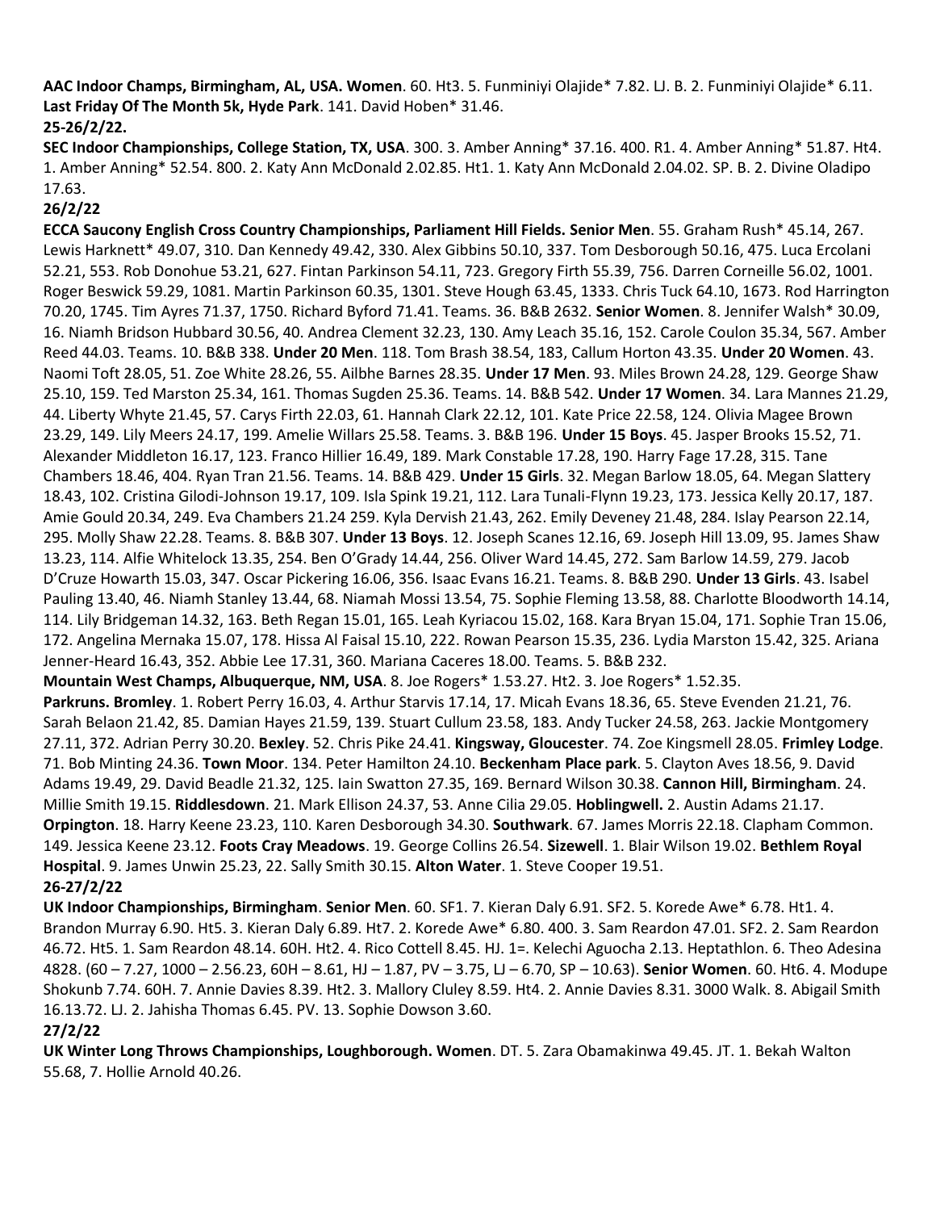**AAC Indoor Champs, Birmingham, AL, USA. Women**. 60. Ht3. 5. Funminiyi Olajide* 7.82. LJ. B. 2. Funminiyi Olajide* 6.11. **Last Friday Of The Month 5k, Hyde Park**. 141. David Hoben* 31.46.

**25-26/2/22.**

**SEC Indoor Championships, College Station, TX, USA**. 300. 3. Amber Anning* 37.16. 400. R1. 4. Amber Anning* 51.87. Ht4. 1. Amber Anning* 52.54. 800. 2. Katy Ann McDonald 2.02.85. Ht1. 1. Katy Ann McDonald 2.04.02. SP. B. 2. Divine Oladipo 17.63.

**26/2/22**

**ECCA Saucony English Cross Country Championships, Parliament Hill Fields. Senior Men**. 55. Graham Rush* 45.14, 267. Lewis Harknett* 49.07, 310. Dan Kennedy 49.42, 330. Alex Gibbins 50.10, 337. Tom Desborough 50.16, 475. Luca Ercolani 52.21, 553. Rob Donohue 53.21, 627. Fintan Parkinson 54.11, 723. Gregory Firth 55.39, 756. Darren Corneille 56.02, 1001. Roger Beswick 59.29, 1081. Martin Parkinson 60.35, 1301. Steve Hough 63.45, 1333. Chris Tuck 64.10, 1673. Rod Harrington 70.20, 1745. Tim Ayres 71.37, 1750. Richard Byford 71.41. Teams. 36. B&B 2632. **Senior Women**. 8. Jennifer Walsh* 30.09, 16. Niamh Bridson Hubbard 30.56, 40. Andrea Clement 32.23, 130. Amy Leach 35.16, 152. Carole Coulon 35.34, 567. Amber Reed 44.03. Teams. 10. B&B 338. **Under 20 Men**. 118. Tom Brash 38.54, 183, Callum Horton 43.35. **Under 20 Women**. 43. Naomi Toft 28.05, 51. Zoe White 28.26, 55. Ailbhe Barnes 28.35. **Under 17 Men**. 93. Miles Brown 24.28, 129. George Shaw 25.10, 159. Ted Marston 25.34, 161. Thomas Sugden 25.36. Teams. 14. B&B 542. **Under 17 Women**. 34. Lara Mannes 21.29, 44. Liberty Whyte 21.45, 57. Carys Firth 22.03, 61. Hannah Clark 22.12, 101. Kate Price 22.58, 124. Olivia Magee Brown 23.29, 149. Lily Meers 24.17, 199. Amelie Willars 25.58. Teams. 3. B&B 196. **Under 15 Boys**. 45. Jasper Brooks 15.52, 71. Alexander Middleton 16.17, 123. Franco Hillier 16.49, 189. Mark Constable 17.28, 190. Harry Fage 17.28, 315. Tane Chambers 18.46, 404. Ryan Tran 21.56. Teams. 14. B&B 429. **Under 15 Girls**. 32. Megan Barlow 18.05, 64. Megan Slattery 18.43, 102. Cristina Gilodi-Johnson 19.17, 109. Isla Spink 19.21, 112. Lara Tunali-Flynn 19.23, 173. Jessica Kelly 20.17, 187. Amie Gould 20.34, 249. Eva Chambers 21.24 259. Kyla Dervish 21.43, 262. Emily Deveney 21.48, 284. Islay Pearson 22.14, 295. Molly Shaw 22.28. Teams. 8. B&B 307. **Under 13 Boys**. 12. Joseph Scanes 12.16, 69. Joseph Hill 13.09, 95. James Shaw 13.23, 114. Alfie Whitelock 13.35, 254. Ben O'Grady 14.44, 256. Oliver Ward 14.45, 272. Sam Barlow 14.59, 279. Jacob D'Cruze Howarth 15.03, 347. Oscar Pickering 16.06, 356. Isaac Evans 16.21. Teams. 8. B&B 290. **Under 13 Girls**. 43. Isabel Pauling 13.40, 46. Niamh Stanley 13.44, 68. Niamah Mossi 13.54, 75. Sophie Fleming 13.58, 88. Charlotte Bloodworth 14.14, 114. Lily Bridgeman 14.32, 163. Beth Regan 15.01, 165. Leah Kyriacou 15.02, 168. Kara Bryan 15.04, 171. Sophie Tran 15.06, 172. Angelina Mernaka 15.07, 178. Hissa Al Faisal 15.10, 222. Rowan Pearson 15.35, 236. Lydia Marston 15.42, 325. Ariana Jenner-Heard 16.43, 352. Abbie Lee 17.31, 360. Mariana Caceres 18.00. Teams. 5. B&B 232.

**Mountain West Champs, Albuquerque, NM, USA**. 8. Joe Rogers* 1.53.27. Ht2. 3. Joe Rogers* 1.52.35.

**Parkruns. Bromley**. 1. Robert Perry 16.03, 4. Arthur Starvis 17.14, 17. Micah Evans 18.36, 65. Steve Evenden 21.21, 76. Sarah Belaon 21.42, 85. Damian Hayes 21.59, 139. Stuart Cullum 23.58, 183. Andy Tucker 24.58, 263. Jackie Montgomery 27.11, 372. Adrian Perry 30.20. **Bexley**. 52. Chris Pike 24.41. **Kingsway, Gloucester**. 74. Zoe Kingsmell 28.05. **Frimley Lodge**. 71. Bob Minting 24.36. **Town Moor**. 134. Peter Hamilton 24.10. **Beckenham Place park**. 5. Clayton Aves 18.56, 9. David Adams 19.49, 29. David Beadle 21.32, 125. Iain Swatton 27.35, 169. Bernard Wilson 30.38. **Cannon Hill, Birmingham**. 24. Millie Smith 19.15. **Riddlesdown**. 21. Mark Ellison 24.37, 53. Anne Cilia 29.05. **Hoblingwell.** 2. Austin Adams 21.17. **Orpington**. 18. Harry Keene 23.23, 110. Karen Desborough 34.30. **Southwark**. 67. James Morris 22.18. Clapham Common. 149. Jessica Keene 23.12. **Foots Cray Meadows**. 19. George Collins 26.54. **Sizewell**. 1. Blair Wilson 19.02. **Bethlem Royal Hospital**. 9. James Unwin 25.23, 22. Sally Smith 30.15. **Alton Water**. 1. Steve Cooper 19.51.

**26-27/2/22**

**UK Indoor Championships, Birmingham**. **Senior Men**. 60. SF1. 7. Kieran Daly 6.91. SF2. 5. Korede Awe* 6.78. Ht1. 4. Brandon Murray 6.90. Ht5. 3. Kieran Daly 6.89. Ht7. 2. Korede Awe* 6.80. 400. 3. Sam Reardon 47.01. SF2. 2. Sam Reardon 46.72. Ht5. 1. Sam Reardon 48.14. 60H. Ht2. 4. Rico Cottell 8.45. HJ. 1=. Kelechi Aguocha 2.13. Heptathlon. 6. Theo Adesina 4828. (60 – 7.27, 1000 – 2.56.23, 60H – 8.61, HJ – 1.87, PV – 3.75, LJ – 6.70, SP – 10.63). **Senior Women**. 60. Ht6. 4. Modupe Shokunb 7.74. 60H. 7. Annie Davies 8.39. Ht2. 3. Mallory Cluley 8.59. Ht4. 2. Annie Davies 8.31. 3000 Walk. 8. Abigail Smith 16.13.72. LJ. 2. Jahisha Thomas 6.45. PV. 13. Sophie Dowson 3.60.

**27/2/22**

**UK Winter Long Throws Championships, Loughborough. Women**. DT. 5. Zara Obamakinwa 49.45. JT. 1. Bekah Walton 55.68, 7. Hollie Arnold 40.26.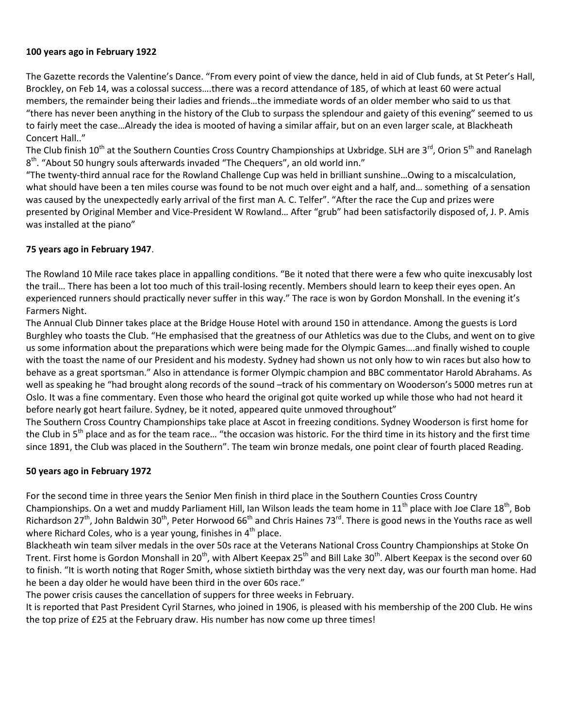**100 years ago in February 1922**

The Gazette records the Valentine's Dance. "From every point of view the dance, held in aid of Club funds, at St Peter's Hall, Brockley, on Feb 14, was a colossal success….there was a record attendance of 185, of which at least 60 were actual members, the remainder being their ladies and friends…the immediate words of an older member who said to us that "there has never been anything in the history of the Club to surpass the splendour and gaiety of this evening" seemed to us to fairly meet the case…Already the idea is mooted of having a similar affair, but on an even larger scale, at Blackheath Concert Hall.."

The Club finish 10th at the Southern Counties Cross Country Championships at Uxbridge. SLH are 3rd, Orion 5th and Ranelagh 8th. "About 50 hungry souls afterwards invaded "The Chequers", an old world inn."

"The twenty-third annual race for the Rowland Challenge Cup was held in brilliant sunshine…Owing to a miscalculation, what should have been a ten miles course was found to be not much over eight and a half, and… something of a sensation was caused by the unexpectedly early arrival of the first man A. C. Telfer". "After the race the Cup and prizes were presented by Original Member and Vice-President W Rowland… After "grub" had been satisfactorily disposed of, J. P. Amis was installed at the piano"

**75 years ago in February 1947**.

The Rowland 10 Mile race takes place in appalling conditions. "Be it noted that there were a few who quite inexcusably lost the trail… There has been a lot too much of this trail-losing recently. Members should learn to keep their eyes open. An experienced runners should practically never suffer in this way." The race is won by Gordon Monshall. In the evening it's Farmers Night.

The Annual Club Dinner takes place at the Bridge House Hotel with around 150 in attendance. Among the guests is Lord Burghley who toasts the Club. "He emphasised that the greatness of our Athletics was due to the Clubs, and went on to give us some information about the preparations which were being made for the Olympic Games….and finally wished to couple with the toast the name of our President and his modesty. Sydney had shown us not only how to win races but also how to behave as a great sportsman." Also in attendance is former Olympic champion and BBC commentator Harold Abrahams. As well as speaking he "had brought along records of the sound –track of his commentary on Wooderson's 5000 metres run at Oslo. It was a fine commentary. Even those who heard the original got quite worked up while those who had not heard it before nearly got heart failure. Sydney, be it noted, appeared quite unmoved throughout"

The Southern Cross Country Championships take place at Ascot in freezing conditions. Sydney Wooderson is first home for the Club in 5th place and as for the team race… "the occasion was historic. For the third time in its history and the first time since 1891, the Club was placed in the Southern". The team win bronze medals, one point clear of fourth placed Reading.

**50 years ago in February 1972**

For the second time in three years the Senior Men finish in third place in the Southern Counties Cross Country Championships. On a wet and muddy Parliament Hill, Ian Wilson leads the team home in 11th place with Joe Clare 18th, Bob Richardson 27th, John Baldwin 30th, Peter Horwood 66th and Chris Haines 73rd. There is good news in the Youths race as well where Richard Coles, who is a year young, finishes in 4th place.

Blackheath win team silver medals in the over 50s race at the Veterans National Cross Country Championships at Stoke On Trent. First home is Gordon Monshall in 20th, with Albert Keepax 25th and Bill Lake 30th. Albert Keepax is the second over 60 to finish. "It is worth noting that Roger Smith, whose sixtieth birthday was the very next day, was our fourth man home. Had he been a day older he would have been third in the over 60s race."

The power crisis causes the cancellation of suppers for three weeks in February.

It is reported that Past President Cyril Starnes, who joined in 1906, is pleased with his membership of the 200 Club. He wins the top prize of £25 at the February draw. His number has now come up three times!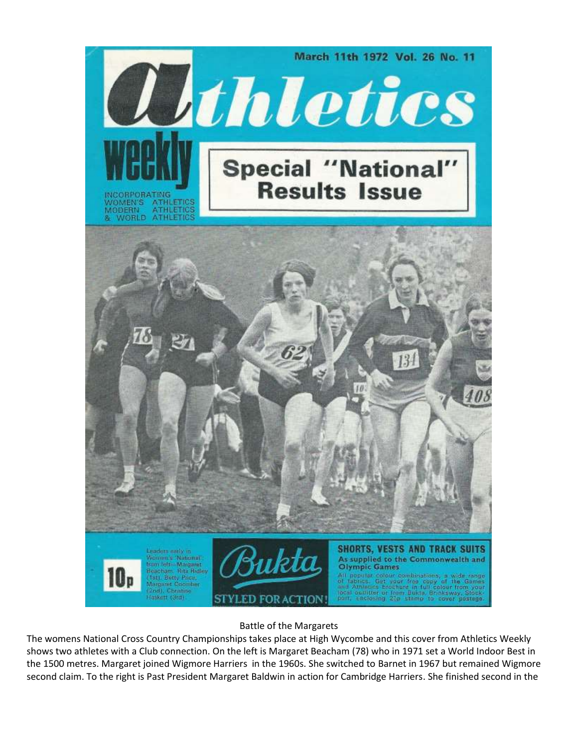March 11th 1972 Vol. 26 No. 11

# Athletics Weekly

INCORPORATING WOMEN'S ATHLETICS MODERN ATHLETICS & WORLD ATHLETICS

## Special "National" Results Issue

Leaders early in Women's 'National': from left—Margaret Beacham, Rita Ridley (1st), Betty Price, Margaret Coomber (2nd), Christine Haskett (3rd).

10p

Bukta STYLED FOR ACTION!

SHORTS, VESTS AND TRACK SUITS
As supplied to the Commonwealth and Olympic Games

All popular colour combinations, a wide range of fabrics. Get your free copy of the Games and Athletics brochure in full colour from your local outfitter or from Bukta, Brinksway, Stockport, enclosing 2½p stamp to cover postage.

Battle of the Margarets

The womens National Cross Country Championships takes place at High Wycombe and this cover from Athletics Weekly shows two athletes with a Club connection. On the left is Margaret Beacham (78) who in 1971 set a World Indoor Best in the 1500 metres. Margaret joined Wigmore Harriers in the 1960s. She switched to Barnet in 1967 but remained Wigmore second claim. To the right is Past President Margaret Baldwin in action for Cambridge Harriers. She finished second in the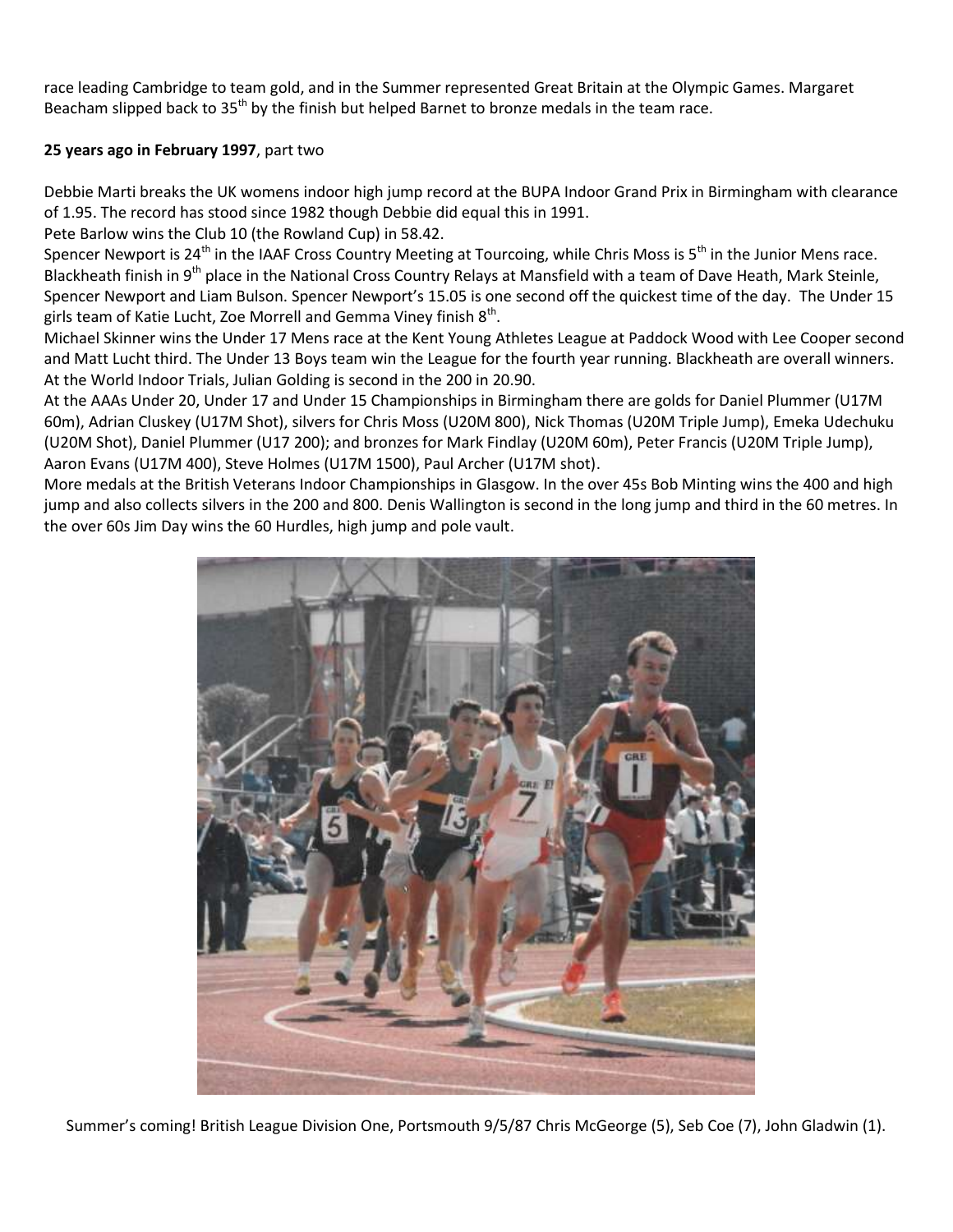race leading Cambridge to team gold, and in the Summer represented Great Britain at the Olympic Games. Margaret Beacham slipped back to 35th by the finish but helped Barnet to bronze medals in the team race.

**25 years ago in February 1997**, part two

Debbie Marti breaks the UK womens indoor high jump record at the BUPA Indoor Grand Prix in Birmingham with clearance of 1.95. The record has stood since 1982 though Debbie did equal this in 1991.

Pete Barlow wins the Club 10 (the Rowland Cup) in 58.42.

Spencer Newport is 24th in the IAAF Cross Country Meeting at Tourcoing, while Chris Moss is 5th in the Junior Mens race.

Blackheath finish in 9th place in the National Cross Country Relays at Mansfield with a team of Dave Heath, Mark Steinle, Spencer Newport and Liam Bulson. Spencer Newport's 15.05 is one second off the quickest time of the day. The Under 15 girls team of Katie Lucht, Zoe Morrell and Gemma Viney finish 8th.

Michael Skinner wins the Under 17 Mens race at the Kent Young Athletes League at Paddock Wood with Lee Cooper second and Matt Lucht third. The Under 13 Boys team win the League for the fourth year running. Blackheath are overall winners.

At the World Indoor Trials, Julian Golding is second in the 200 in 20.90.

At the AAAs Under 20, Under 17 and Under 15 Championships in Birmingham there are golds for Daniel Plummer (U17M 60m), Adrian Cluskey (U17M Shot), silvers for Chris Moss (U20M 800), Nick Thomas (U20M Triple Jump), Emeka Udechuku (U20M Shot), Daniel Plummer (U17 200); and bronzes for Mark Findlay (U20M 60m), Peter Francis (U20M Triple Jump), Aaron Evans (U17M 400), Steve Holmes (U17M 1500), Paul Archer (U17M shot).

More medals at the British Veterans Indoor Championships in Glasgow. In the over 45s Bob Minting wins the 400 and high jump and also collects silvers in the 200 and 800. Denis Wallington is second in the long jump and third in the 60 metres. In the over 60s Jim Day wins the 60 Hurdles, high jump and pole vault.

Summer's coming! British League Division One, Portsmouth 9/5/87 Chris McGeorge (5), Seb Coe (7), John Gladwin (1).